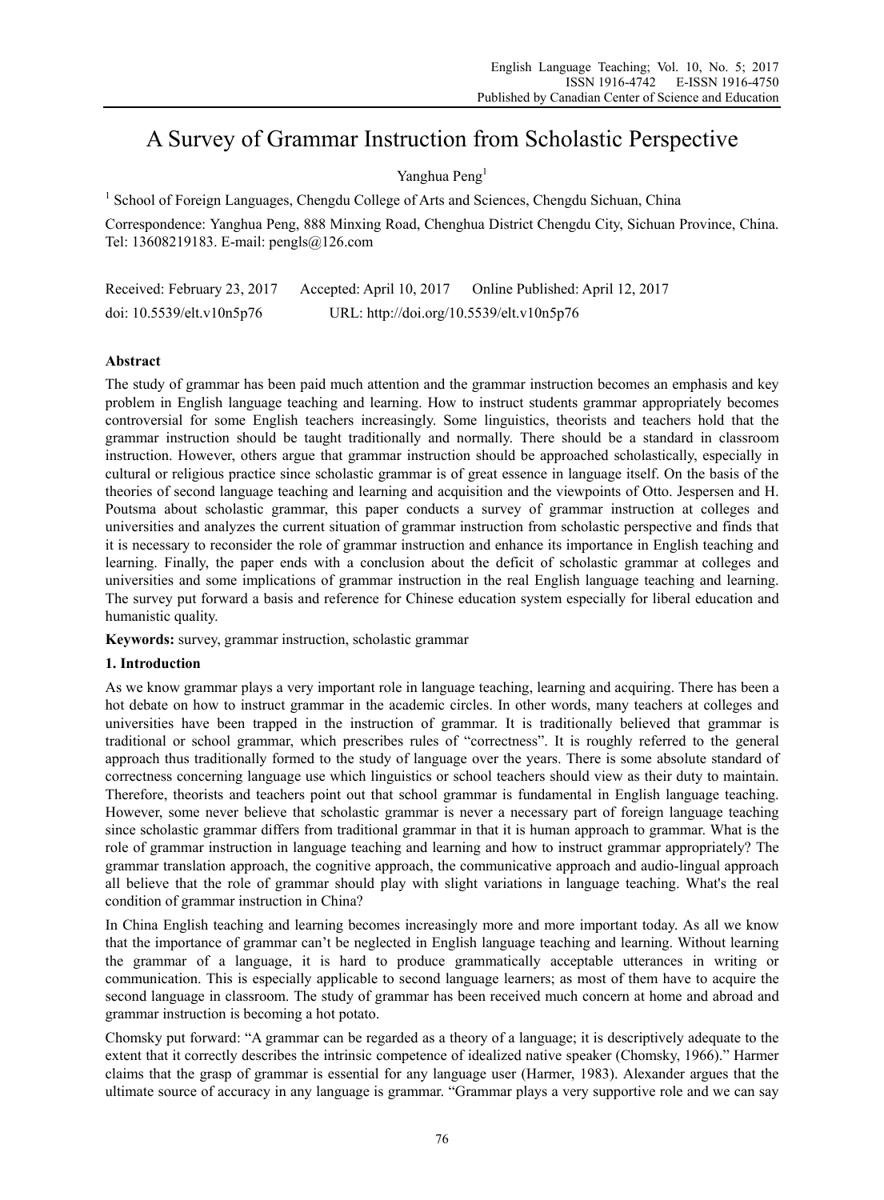# A Survey of Grammar Instruction from Scholastic Perspective

Yanghua Peng[1]

[1] School of Foreign Languages, Chengdu College of Arts and Sciences, Chengdu Sichuan, China

Correspondence: Yanghua Peng, 888 Minxing Road, Chenghua District Chengdu City, Sichuan Province, China. Tel: 13608219183. E-mail: pengls@126.com

Received: February 23, 2017 Accepted: April 10, 2017 Online Published: April 12, 2017

doi: 10.5539/elt.v10n5p76 URL: http://doi.org/10.5539/elt.v10n5p76

## Abstract

The study of grammar has been paid much attention and the grammar instruction becomes an emphasis and key problem in English language teaching and learning. How to instruct students grammar appropriately becomes controversial for some English teachers increasingly. Some linguistics, theorists and teachers hold that the grammar instruction should be taught traditionally and normally. There should be a standard in classroom instruction. However, others argue that grammar instruction should be approached scholastically, especially in cultural or religious practice since scholastic grammar is of great essence in language itself. On the basis of the theories of second language teaching and learning and acquisition and the viewpoints of Otto. Jespersen and H. Poutsma about scholastic grammar, this paper conducts a survey of grammar instruction at colleges and universities and analyzes the current situation of grammar instruction from scholastic perspective and finds that it is necessary to reconsider the role of grammar instruction and enhance its importance in English teaching and learning. Finally, the paper ends with a conclusion about the deficit of scholastic grammar at colleges and universities and some implications of grammar instruction in the real English language teaching and learning. The survey put forward a basis and reference for Chinese education system especially for liberal education and humanistic quality.

**Keywords:** survey, grammar instruction, scholastic grammar

## 1. Introduction

As we know grammar plays a very important role in language teaching, learning and acquiring. There has been a hot debate on how to instruct grammar in the academic circles. In other words, many teachers at colleges and universities have been trapped in the instruction of grammar. It is traditionally believed that grammar is traditional or school grammar, which prescribes rules of "correctness". It is roughly referred to the general approach thus traditionally formed to the study of language over the years. There is some absolute standard of correctness concerning language use which linguistics or school teachers should view as their duty to maintain. Therefore, theorists and teachers point out that school grammar is fundamental in English language teaching. However, some never believe that scholastic grammar is never a necessary part of foreign language teaching since scholastic grammar differs from traditional grammar in that it is human approach to grammar. What is the role of grammar instruction in language teaching and learning and how to instruct grammar appropriately? The grammar translation approach, the cognitive approach, the communicative approach and audio-lingual approach all believe that the role of grammar should play with slight variations in language teaching. What's the real condition of grammar instruction in China?

In China English teaching and learning becomes increasingly more and more important today. As all we know that the importance of grammar can't be neglected in English language teaching and learning. Without learning the grammar of a language, it is hard to produce grammatically acceptable utterances in writing or communication. This is especially applicable to second language learners; as most of them have to acquire the second language in classroom. The study of grammar has been received much concern at home and abroad and grammar instruction is becoming a hot potato.

Chomsky put forward: "A grammar can be regarded as a theory of a language; it is descriptively adequate to the extent that it correctly describes the intrinsic competence of idealized native speaker (Chomsky, 1966)." Harmer claims that the grasp of grammar is essential for any language user (Harmer, 1983). Alexander argues that the ultimate source of accuracy in any language is grammar. "Grammar plays a very supportive role and we can say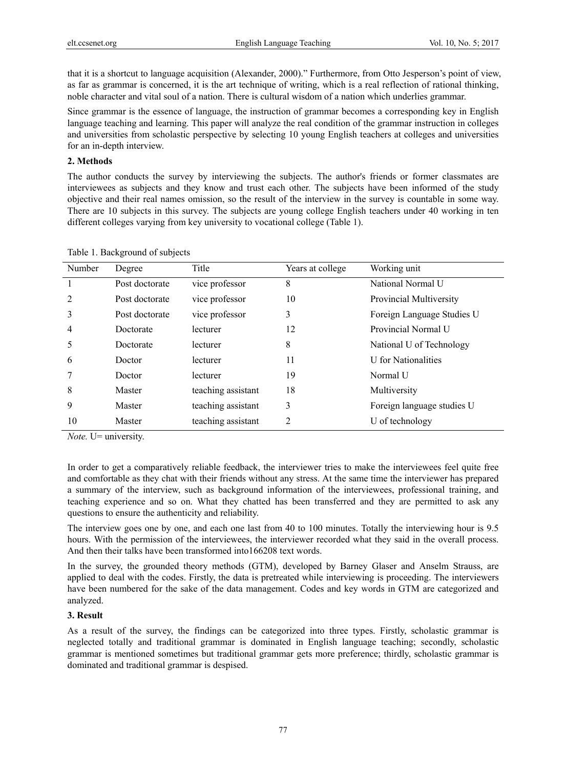that it is a shortcut to language acquisition (Alexander, 2000)." Furthermore, from Otto Jesperson's point of view, as far as grammar is concerned, it is the art technique of writing, which is a real reflection of rational thinking, noble character and vital soul of a nation. There is cultural wisdom of a nation which underlies grammar.

Since grammar is the essence of language, the instruction of grammar becomes a corresponding key in English language teaching and learning. This paper will analyze the real condition of the grammar instruction in colleges and universities from scholastic perspective by selecting 10 young English teachers at colleges and universities for an in-depth interview.

## 2. Methods

The author conducts the survey by interviewing the subjects. The author's friends or former classmates are interviewees as subjects and they know and trust each other. The subjects have been informed of the study objective and their real names omission, so the result of the interview in the survey is countable in some way. There are 10 subjects in this survey. The subjects are young college English teachers under 40 working in ten different colleges varying from key university to vocational college (Table 1).

Table 1. Background of subjects

| Number | Degree | Title | Years at college | Working unit |
|---|---|---|---|---|
| 1 | Post doctorate | vice professor | 8 | National Normal U |
| 2 | Post doctorate | vice professor | 10 | Provincial Multiversity |
| 3 | Post doctorate | vice professor | 3 | Foreign Language Studies U |
| 4 | Doctorate | lecturer | 12 | Provincial Normal U |
| 5 | Doctorate | lecturer | 8 | National U of Technology |
| 6 | Doctor | lecturer | 11 | U for Nationalities |
| 7 | Doctor | lecturer | 19 | Normal U |
| 8 | Master | teaching assistant | 18 | Multiversity |
| 9 | Master | teaching assistant | 3 | Foreign language studies U |
| 10 | Master | teaching assistant | 2 | U of technology |

*Note.* U= university.

In order to get a comparatively reliable feedback, the interviewer tries to make the interviewees feel quite free and comfortable as they chat with their friends without any stress. At the same time the interviewer has prepared a summary of the interview, such as background information of the interviewees, professional training, and teaching experience and so on. What they chatted has been transferred and they are permitted to ask any questions to ensure the authenticity and reliability.

The interview goes one by one, and each one last from 40 to 100 minutes. Totally the interviewing hour is 9.5 hours. With the permission of the interviewees, the interviewer recorded what they said in the overall process. And then their talks have been transformed into166208 text words.

In the survey, the grounded theory methods (GTM), developed by Barney Glaser and Anselm Strauss, are applied to deal with the codes. Firstly, the data is pretreated while interviewing is proceeding. The interviewers have been numbered for the sake of the data management. Codes and key words in GTM are categorized and analyzed.

## 3. Result

As a result of the survey, the findings can be categorized into three types. Firstly, scholastic grammar is neglected totally and traditional grammar is dominated in English language teaching; secondly, scholastic grammar is mentioned sometimes but traditional grammar gets more preference; thirdly, scholastic grammar is dominated and traditional grammar is despised.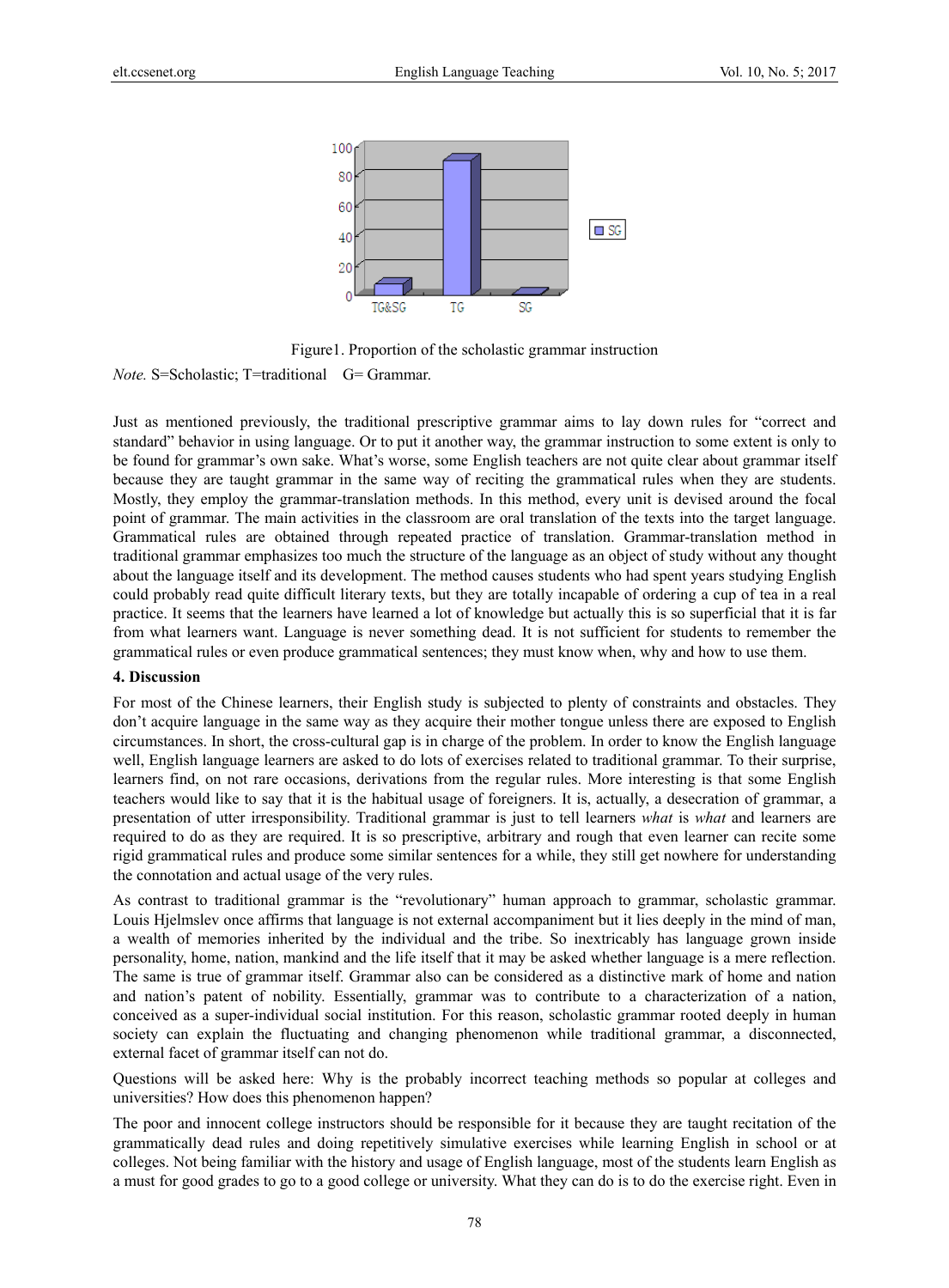100
80
60
40
20
0
TG&SG
TG
SG
SG

Figure1. Proportion of the scholastic grammar instruction

*Note.* S=Scholastic; T=traditional G= Grammar.

Just as mentioned previously, the traditional prescriptive grammar aims to lay down rules for "correct and standard" behavior in using language. Or to put it another way, the grammar instruction to some extent is only to be found for grammar's own sake. What's worse, some English teachers are not quite clear about grammar itself because they are taught grammar in the same way of reciting the grammatical rules when they are students. Mostly, they employ the grammar-translation methods. In this method, every unit is devised around the focal point of grammar. The main activities in the classroom are oral translation of the texts into the target language. Grammatical rules are obtained through repeated practice of translation. Grammar-translation method in traditional grammar emphasizes too much the structure of the language as an object of study without any thought about the language itself and its development. The method causes students who had spent years studying English could probably read quite difficult literary texts, but they are totally incapable of ordering a cup of tea in a real practice. It seems that the learners have learned a lot of knowledge but actually this is so superficial that it is far from what learners want. Language is never something dead. It is not sufficient for students to remember the grammatical rules or even produce grammatical sentences; they must know when, why and how to use them.

**4. Discussion**

For most of the Chinese learners, their English study is subjected to plenty of constraints and obstacles. They don't acquire language in the same way as they acquire their mother tongue unless there are exposed to English circumstances. In short, the cross-cultural gap is in charge of the problem. In order to know the English language well, English language learners are asked to do lots of exercises related to traditional grammar. To their surprise, learners find, on not rare occasions, derivations from the regular rules. More interesting is that some English teachers would like to say that it is the habitual usage of foreigners. It is, actually, a desecration of grammar, a presentation of utter irresponsibility. Traditional grammar is just to tell learners *what* is *what* and learners are required to do as they are required. It is so prescriptive, arbitrary and rough that even learner can recite some rigid grammatical rules and produce some similar sentences for a while, they still get nowhere for understanding the connotation and actual usage of the very rules.

As contrast to traditional grammar is the "revolutionary" human approach to grammar, scholastic grammar. Louis Hjelmslev once affirms that language is not external accompaniment but it lies deeply in the mind of man, a wealth of memories inherited by the individual and the tribe. So inextricably has language grown inside personality, home, nation, mankind and the life itself that it may be asked whether language is a mere reflection. The same is true of grammar itself. Grammar also can be considered as a distinctive mark of home and nation and nation's patent of nobility. Essentially, grammar was to contribute to a characterization of a nation, conceived as a super-individual social institution. For this reason, scholastic grammar rooted deeply in human society can explain the fluctuating and changing phenomenon while traditional grammar, a disconnected, external facet of grammar itself can not do.

Questions will be asked here: Why is the probably incorrect teaching methods so popular at colleges and universities? How does this phenomenon happen?

The poor and innocent college instructors should be responsible for it because they are taught recitation of the grammatically dead rules and doing repetitively simulative exercises while learning English in school or at colleges. Not being familiar with the history and usage of English language, most of the students learn English as a must for good grades to go to a good college or university. What they can do is to do the exercise right. Even in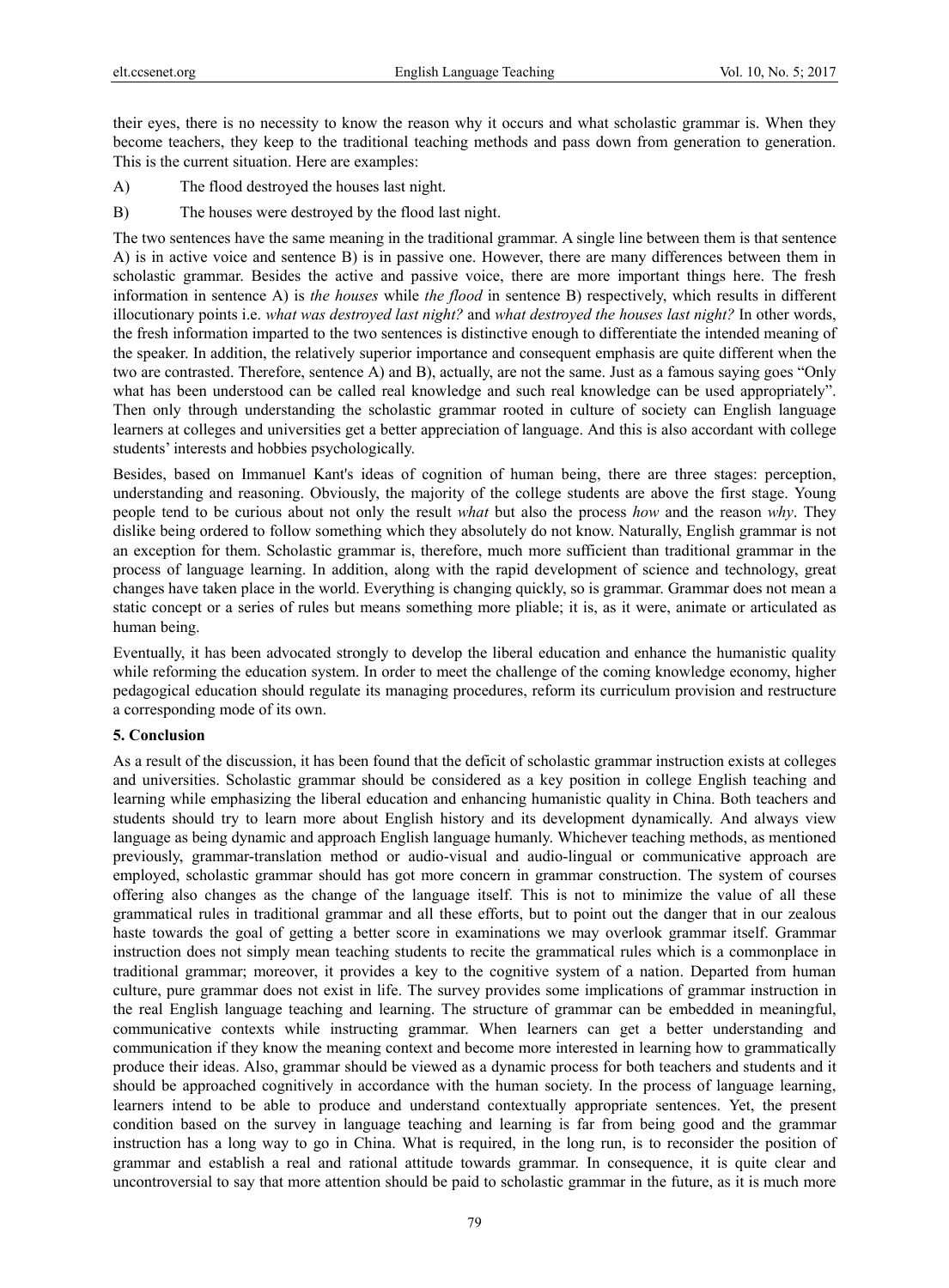their eyes, there is no necessity to know the reason why it occurs and what scholastic grammar is. When they become teachers, they keep to the traditional teaching methods and pass down from generation to generation. This is the current situation. Here are examples:

A) The flood destroyed the houses last night.

B) The houses were destroyed by the flood last night.

The two sentences have the same meaning in the traditional grammar. A single line between them is that sentence A) is in active voice and sentence B) is in passive one. However, there are many differences between them in scholastic grammar. Besides the active and passive voice, there are more important things here. The fresh information in sentence A) is *the houses* while *the flood* in sentence B) respectively, which results in different illocutionary points i.e. *what was destroyed last night?* and *what destroyed the houses last night?* In other words, the fresh information imparted to the two sentences is distinctive enough to differentiate the intended meaning of the speaker. In addition, the relatively superior importance and consequent emphasis are quite different when the two are contrasted. Therefore, sentence A) and B), actually, are not the same. Just as a famous saying goes "Only what has been understood can be called real knowledge and such real knowledge can be used appropriately". Then only through understanding the scholastic grammar rooted in culture of society can English language learners at colleges and universities get a better appreciation of language. And this is also accordant with college students' interests and hobbies psychologically.

Besides, based on Immanuel Kant's ideas of cognition of human being, there are three stages: perception, understanding and reasoning. Obviously, the majority of the college students are above the first stage. Young people tend to be curious about not only the result *what* but also the process *how* and the reason *why*. They dislike being ordered to follow something which they absolutely do not know. Naturally, English grammar is not an exception for them. Scholastic grammar is, therefore, much more sufficient than traditional grammar in the process of language learning. In addition, along with the rapid development of science and technology, great changes have taken place in the world. Everything is changing quickly, so is grammar. Grammar does not mean a static concept or a series of rules but means something more pliable; it is, as it were, animate or articulated as human being.

Eventually, it has been advocated strongly to develop the liberal education and enhance the humanistic quality while reforming the education system. In order to meet the challenge of the coming knowledge economy, higher pedagogical education should regulate its managing procedures, reform its curriculum provision and restructure a corresponding mode of its own.

## 5. Conclusion

As a result of the discussion, it has been found that the deficit of scholastic grammar instruction exists at colleges and universities. Scholastic grammar should be considered as a key position in college English teaching and learning while emphasizing the liberal education and enhancing humanistic quality in China. Both teachers and students should try to learn more about English history and its development dynamically. And always view language as being dynamic and approach English language humanly. Whichever teaching methods, as mentioned previously, grammar-translation method or audio-visual and audio-lingual or communicative approach are employed, scholastic grammar should has got more concern in grammar construction. The system of courses offering also changes as the change of the language itself. This is not to minimize the value of all these grammatical rules in traditional grammar and all these efforts, but to point out the danger that in our zealous haste towards the goal of getting a better score in examinations we may overlook grammar itself. Grammar instruction does not simply mean teaching students to recite the grammatical rules which is a commonplace in traditional grammar; moreover, it provides a key to the cognitive system of a nation. Departed from human culture, pure grammar does not exist in life. The survey provides some implications of grammar instruction in the real English language teaching and learning. The structure of grammar can be embedded in meaningful, communicative contexts while instructing grammar. When learners can get a better understanding and communication if they know the meaning context and become more interested in learning how to grammatically produce their ideas. Also, grammar should be viewed as a dynamic process for both teachers and students and it should be approached cognitively in accordance with the human society. In the process of language learning, learners intend to be able to produce and understand contextually appropriate sentences. Yet, the present condition based on the survey in language teaching and learning is far from being good and the grammar instruction has a long way to go in China. What is required, in the long run, is to reconsider the position of grammar and establish a real and rational attitude towards grammar. In consequence, it is quite clear and uncontroversial to say that more attention should be paid to scholastic grammar in the future, as it is much more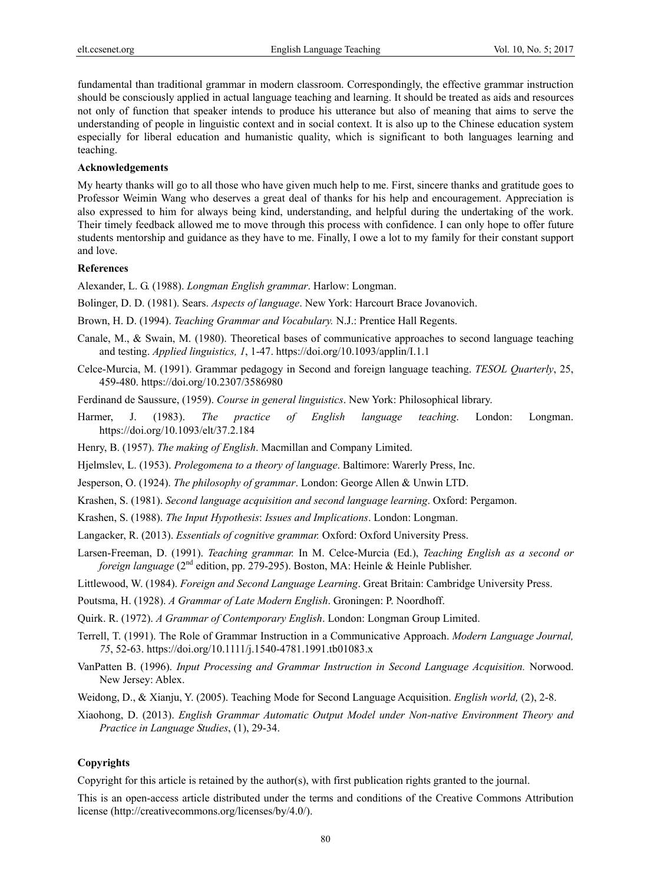fundamental than traditional grammar in modern classroom. Correspondingly, the effective grammar instruction should be consciously applied in actual language teaching and learning. It should be treated as aids and resources not only of function that speaker intends to produce his utterance but also of meaning that aims to serve the understanding of people in linguistic context and in social context. It is also up to the Chinese education system especially for liberal education and humanistic quality, which is significant to both languages learning and teaching.

**Acknowledgements**

My hearty thanks will go to all those who have given much help to me. First, sincere thanks and gratitude goes to Professor Weimin Wang who deserves a great deal of thanks for his help and encouragement. Appreciation is also expressed to him for always being kind, understanding, and helpful during the undertaking of the work. Their timely feedback allowed me to move through this process with confidence. I can only hope to offer future students mentorship and guidance as they have to me. Finally, I owe a lot to my family for their constant support and love.

**References**

Alexander, L. G. (1988). *Longman English grammar*. Harlow: Longman.

Bolinger, D. D. (1981). Sears. *Aspects of language*. New York: Harcourt Brace Jovanovich.

Brown, H. D. (1994). *Teaching Grammar and Vocabulary.* N.J.: Prentice Hall Regents.

Canale, M., & Swain, M. (1980). Theoretical bases of communicative approaches to second language teaching and testing. *Applied linguistics, 1*, 1-47. https://doi.org/10.1093/applin/I.1.1

Celce-Murcia, M. (1991). Grammar pedagogy in Second and foreign language teaching. *TESOL Quarterly*, 25, 459-480. https://doi.org/10.2307/3586980

Ferdinand de Saussure, (1959). *Course in general linguistics*. New York: Philosophical library.

Harmer, J. (1983). *The practice of English language teaching*. London: Longman. https://doi.org/10.1093/elt/37.2.184

Henry, B. (1957). *The making of English*. Macmillan and Company Limited.

Hjelmslev, L. (1953). *Prolegomena to a theory of language*. Baltimore: Warerly Press, Inc.

Jesperson, O. (1924). *The philosophy of grammar*. London: George Allen & Unwin LTD.

Krashen, S. (1981). *Second language acquisition and second language learning*. Oxford: Pergamon.

Krashen, S. (1988). *The Input Hypothesis*: *Issues and Implications*. London: Longman.

Langacker, R. (2013). *Essentials of cognitive grammar.* Oxford: Oxford University Press.

Larsen-Freeman, D. (1991). *Teaching grammar.* In M. Celce-Murcia (Ed.), *Teaching English as a second or foreign language* (2nd edition, pp. 279-295). Boston, MA: Heinle & Heinle Publisher.

Littlewood, W. (1984). *Foreign and Second Language Learning*. Great Britain: Cambridge University Press.

Poutsma, H. (1928). *A Grammar of Late Modern English*. Groningen: P. Noordhoff.

Quirk. R. (1972). *A Grammar of Contemporary English*. London: Longman Group Limited.

Terrell, T. (1991). The Role of Grammar Instruction in a Communicative Approach. *Modern Language Journal, 75*, 52-63. https://doi.org/10.1111/j.1540-4781.1991.tb01083.x

VanPatten B. (1996). *Input Processing and Grammar Instruction in Second Language Acquisition.* Norwood. New Jersey: Ablex.

Weidong, D., & Xianju, Y. (2005). Teaching Mode for Second Language Acquisition. *English world,* (2), 2-8.

Xiaohong, D. (2013). *English Grammar Automatic Output Model under Non-native Environment Theory and Practice in Language Studies*, (1), 29-34.

**Copyrights**

Copyright for this article is retained by the author(s), with first publication rights granted to the journal.

This is an open-access article distributed under the terms and conditions of the Creative Commons Attribution license (http://creativecommons.org/licenses/by/4.0/).